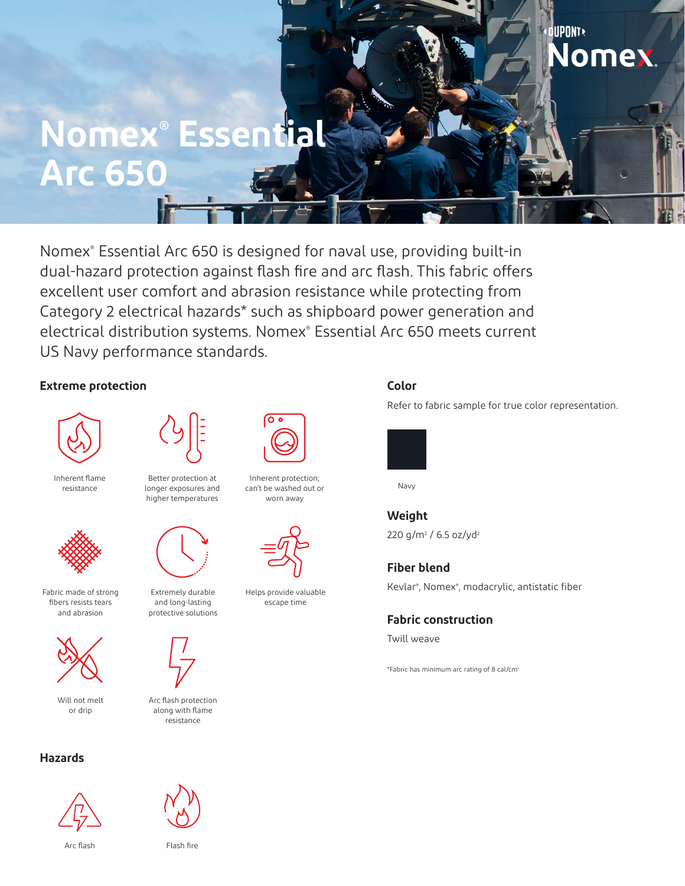# Nomex® Essential Arc 650

DUPONT Nomex.

Nomex® Essential Arc 650 is designed for naval use, providing built-in dual-hazard protection against flash fire and arc flash. This fabric offers excellent user comfort and abrasion resistance while protecting from Category 2 electrical hazards* such as shipboard power generation and electrical distribution systems. Nomex® Essential Arc 650 meets current US Navy performance standards.

## Extreme protection

- Inherent flame resistance
- Better protection at longer exposures and higher temperatures
- Inherent protection; can't be washed out or worn away
- Fabric made of strong fibers resists tears and abrasion
- Extremely durable and long-lasting protective solutions
- Helps provide valuable escape time
- Will not melt or drip
- Arc flash protection along with flame resistance

## Hazards

- Arc flash
- Flash fire

## Color

Refer to fabric sample for true color representation.

Navy

## Weight

220 g/m² / 6.5 oz/yd²

## Fiber blend

Kevlar®, Nomex®, modacrylic, antistatic fiber

## Fabric construction

Twill weave

*Fabric has minimum arc rating of 8 cal/cm²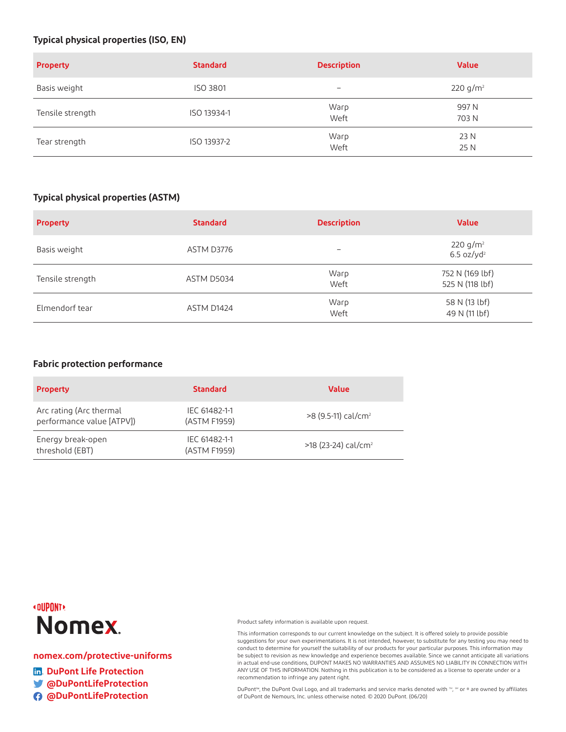### Typical physical properties (ISO, EN)

| Property | Standard | Description | Value |
|---|---|---|---|
| Basis weight | ISO 3801 | – | 220 g/m² |
| Tensile strength | ISO 13934-1 | Warp<br>Weft | 997 N<br>703 N |
| Tear strength | ISO 13937-2 | Warp<br>Weft | 23 N<br>25 N |

### Typical physical properties (ASTM)

| Property | Standard | Description | Value |
|---|---|---|---|
| Basis weight | ASTM D3776 | – | 220 g/m²<br>6.5 oz/yd² |
| Tensile strength | ASTM D5034 | Warp<br>Weft | 752 N (169 lbf)<br>525 N (118 lbf) |
| Elmendorf tear | ASTM D1424 | Warp<br>Weft | 58 N (13 lbf)<br>49 N (11 lbf) |

### Fabric protection performance

| Property | Standard | Value |
|---|---|---|
| Arc rating (Arc thermal performance value [ATPV]) | IEC 61482-1-1 (ASTM F1959) | >8 (9.5-11) cal/cm² |
| Energy break-open threshold (EBT) | IEC 61482-1-1 (ASTM F1959) | >18 (23-24) cal/cm² |

DUPONT Nomex.

nomex.com/protective-uniforms

DuPont Life Protection
@DuPontLifeProtection
@DuPontLifeProtection

Product safety information is available upon request.

This information corresponds to our current knowledge on the subject. It is offered solely to provide possible suggestions for your own experimentations. It is not intended, however, to substitute for any testing you may need to conduct to determine for yourself the suitability of our products for your particular purposes. This information may be subject to revision as new knowledge and experience becomes available. Since we cannot anticipate all variations in actual end-use conditions, DUPONT MAKES NO WARRANTIES AND ASSUMES NO LIABILITY IN CONNECTION WITH ANY USE OF THIS INFORMATION. Nothing in this publication is to be considered as a license to operate under or a recommendation to infringe any patent right.

DuPont™, the DuPont Oval Logo, and all trademarks and service marks denoted with ™, ℠ or ® are owned by affiliates of DuPont de Nemours, Inc. unless otherwise noted. © 2020 DuPont. (06/20)